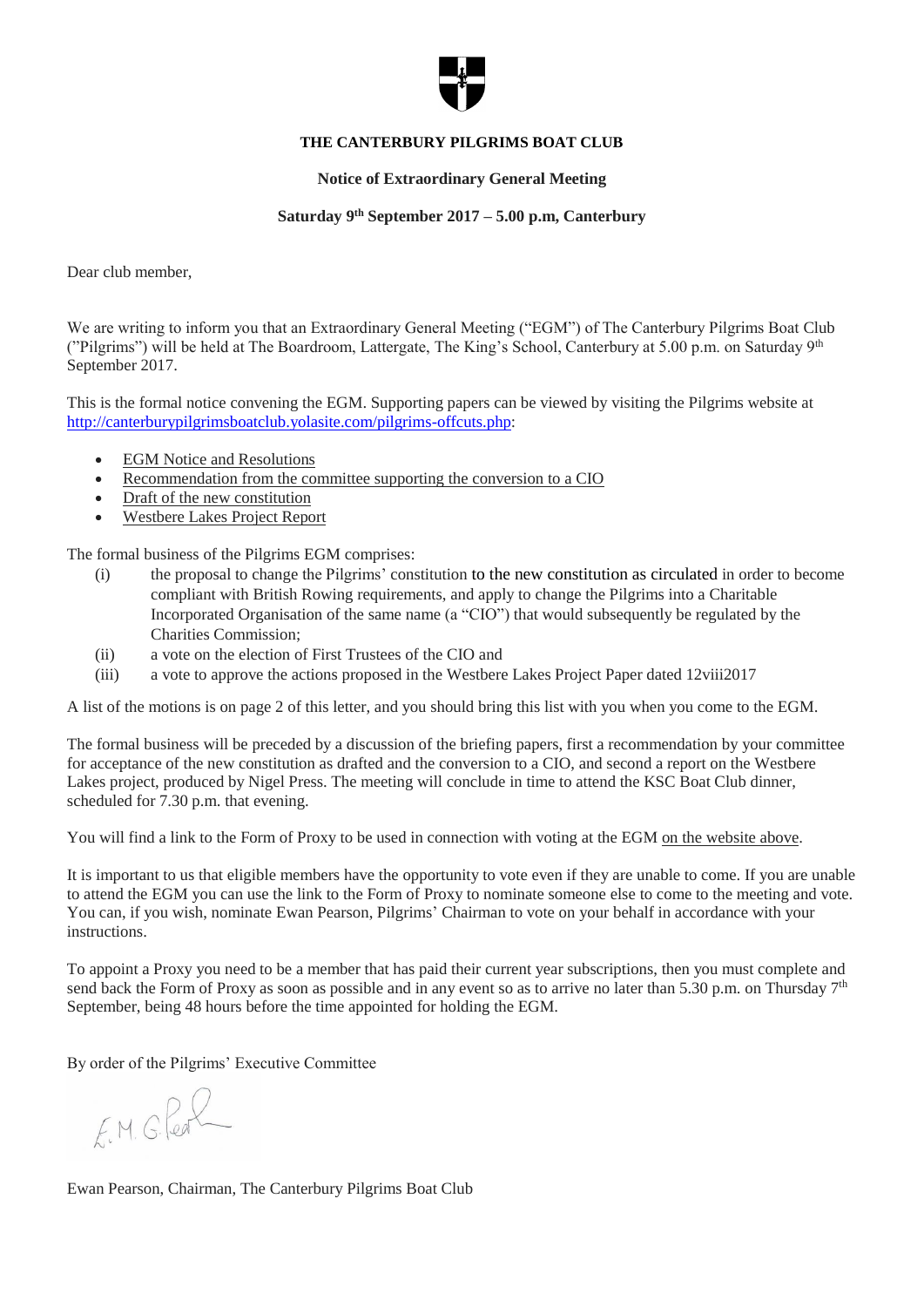**THE CANTERBURY PILGRIMS BOAT CLUB**

**Notice of Extraordinary General Meeting**

**Saturday 9th September 2017 – 5.00 p.m, Canterbury**

Dear club member,

We are writing to inform you that an Extraordinary General Meeting ("EGM") of The Canterbury Pilgrims Boat Club ("Pilgrims") will be held at The Boardroom, Lattergate, The King's School, Canterbury at 5.00 p.m. on Saturday 9th September 2017.

This is the formal notice convening the EGM. Supporting papers can be viewed by visiting the Pilgrims website at http://canterburypilgrimsboatclub.yolasite.com/pilgrims-offcuts.php:

- EGM Notice and Resolutions
- Recommendation from the committee supporting the conversion to a CIO
- Draft of the new constitution
- Westbere Lakes Project Report

The formal business of the Pilgrims EGM comprises:

(i) the proposal to change the Pilgrims' constitution to the new constitution as circulated in order to become compliant with British Rowing requirements, and apply to change the Pilgrims into a Charitable Incorporated Organisation of the same name (a "CIO") that would subsequently be regulated by the Charities Commission;

(ii) a vote on the election of First Trustees of the CIO and

(iii) a vote to approve the actions proposed in the Westbere Lakes Project Paper dated 12viii2017

A list of the motions is on page 2 of this letter, and you should bring this list with you when you come to the EGM.

The formal business will be preceded by a discussion of the briefing papers, first a recommendation by your committee for acceptance of the new constitution as drafted and the conversion to a CIO, and second a report on the Westbere Lakes project, produced by Nigel Press. The meeting will conclude in time to attend the KSC Boat Club dinner, scheduled for 7.30 p.m. that evening.

You will find a link to the Form of Proxy to be used in connection with voting at the EGM on the website above.

It is important to us that eligible members have the opportunity to vote even if they are unable to come. If you are unable to attend the EGM you can use the link to the Form of Proxy to nominate someone else to come to the meeting and vote. You can, if you wish, nominate Ewan Pearson, Pilgrims' Chairman to vote on your behalf in accordance with your instructions.

To appoint a Proxy you need to be a member that has paid their current year subscriptions, then you must complete and send back the Form of Proxy as soon as possible and in any event so as to arrive no later than 5.30 p.m. on Thursday 7th September, being 48 hours before the time appointed for holding the EGM.

By order of the Pilgrims' Executive Committee

E.M.G. Pearson

Ewan Pearson, Chairman, The Canterbury Pilgrims Boat Club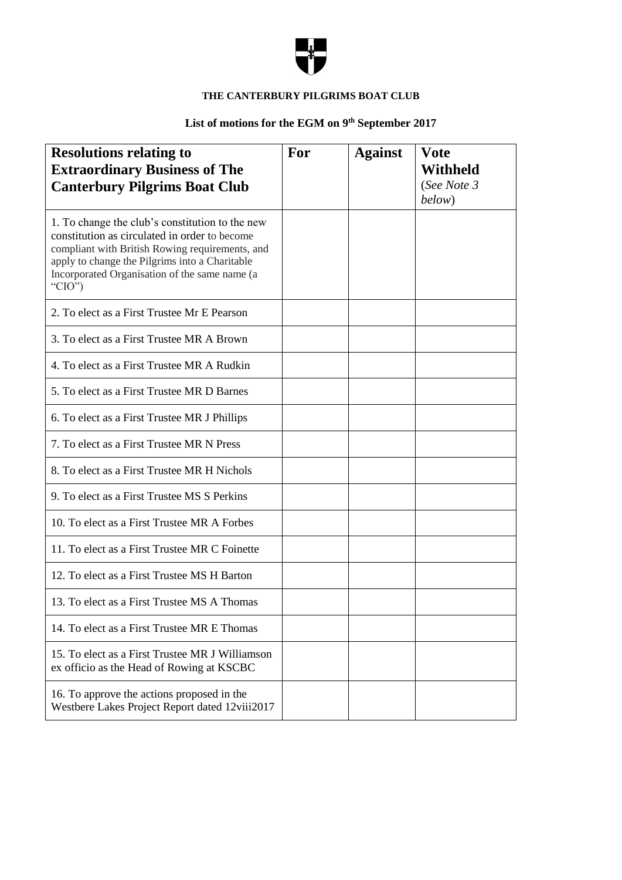**THE CANTERBURY PILGRIMS BOAT CLUB**

**List of motions for the EGM on 9th September 2017**

| **Resolutions relating to Extraordinary Business of The Canterbury Pilgrims Boat Club** | **For** | **Against** | **Vote Withheld** (*See Note 3 below*) |
|---|---|---|---|
| 1. To change the club's constitution to the new constitution as circulated in order to become compliant with British Rowing requirements, and apply to change the Pilgrims into a Charitable Incorporated Organisation of the same name (a "CIO") | | | |
| 2. To elect as a First Trustee Mr E Pearson | | | |
| 3. To elect as a First Trustee MR A Brown | | | |
| 4. To elect as a First Trustee MR A Rudkin | | | |
| 5. To elect as a First Trustee MR D Barnes | | | |
| 6. To elect as a First Trustee MR J Phillips | | | |
| 7. To elect as a First Trustee MR N Press | | | |
| 8. To elect as a First Trustee MR H Nichols | | | |
| 9. To elect as a First Trustee MS S Perkins | | | |
| 10. To elect as a First Trustee MR A Forbes | | | |
| 11. To elect as a First Trustee MR C Foinette | | | |
| 12. To elect as a First Trustee MS H Barton | | | |
| 13. To elect as a First Trustee MS A Thomas | | | |
| 14. To elect as a First Trustee MR E Thomas | | | |
| 15. To elect as a First Trustee MR J Williamson ex officio as the Head of Rowing at KSCBC | | | |
| 16. To approve the actions proposed in the Westbere Lakes Project Report dated 12viii2017 | | | |